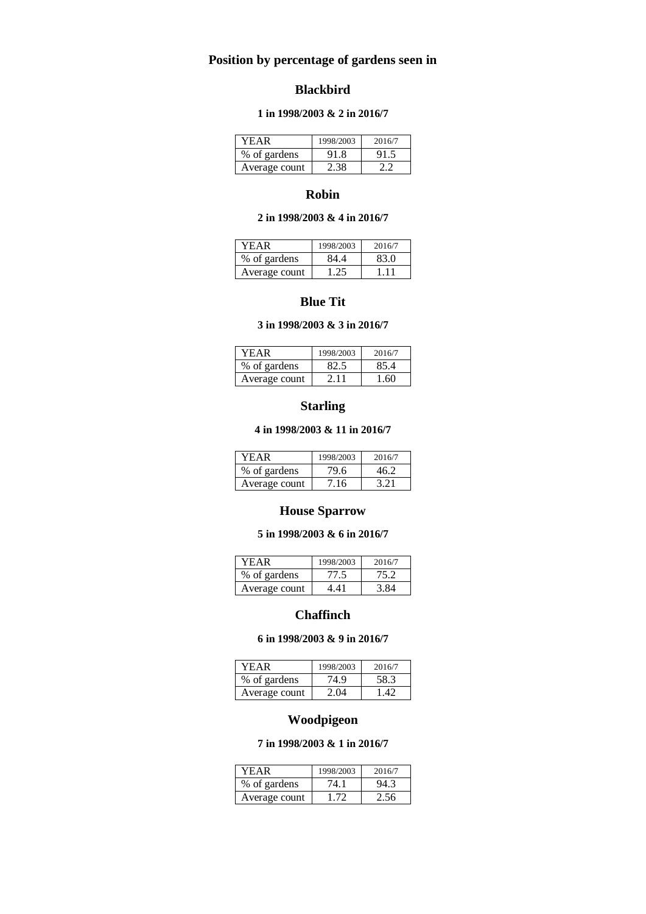# Position by percentage of gardens seen in

## Blackbird

**1 in 1998/2003 & 2 in 2016/7**

| YEAR | 1998/2003 | 2016/7 |
|---|---|---|
| % of gardens | 91.8 | 91.5 |
| Average count | 2.38 | 2.2 |

## Robin

**2 in 1998/2003 & 4 in 2016/7**

| YEAR | 1998/2003 | 2016/7 |
|---|---|---|
| % of gardens | 84.4 | 83.0 |
| Average count | 1.25 | 1.11 |

## Blue Tit

**3 in 1998/2003 & 3 in 2016/7**

| YEAR | 1998/2003 | 2016/7 |
|---|---|---|
| % of gardens | 82.5 | 85.4 |
| Average count | 2.11 | 1.60 |

## Starling

**4 in 1998/2003 & 11 in 2016/7**

| YEAR | 1998/2003 | 2016/7 |
|---|---|---|
| % of gardens | 79.6 | 46.2 |
| Average count | 7.16 | 3.21 |

## House Sparrow

**5 in 1998/2003 & 6 in 2016/7**

| YEAR | 1998/2003 | 2016/7 |
|---|---|---|
| % of gardens | 77.5 | 75.2 |
| Average count | 4.41 | 3.84 |

## Chaffinch

**6 in 1998/2003 & 9 in 2016/7**

| YEAR | 1998/2003 | 2016/7 |
|---|---|---|
| % of gardens | 74.9 | 58.3 |
| Average count | 2.04 | 1.42 |

## Woodpigeon

**7 in 1998/2003 & 1 in 2016/7**

| YEAR | 1998/2003 | 2016/7 |
|---|---|---|
| % of gardens | 74.1 | 94.3 |
| Average count | 1.72 | 2.56 |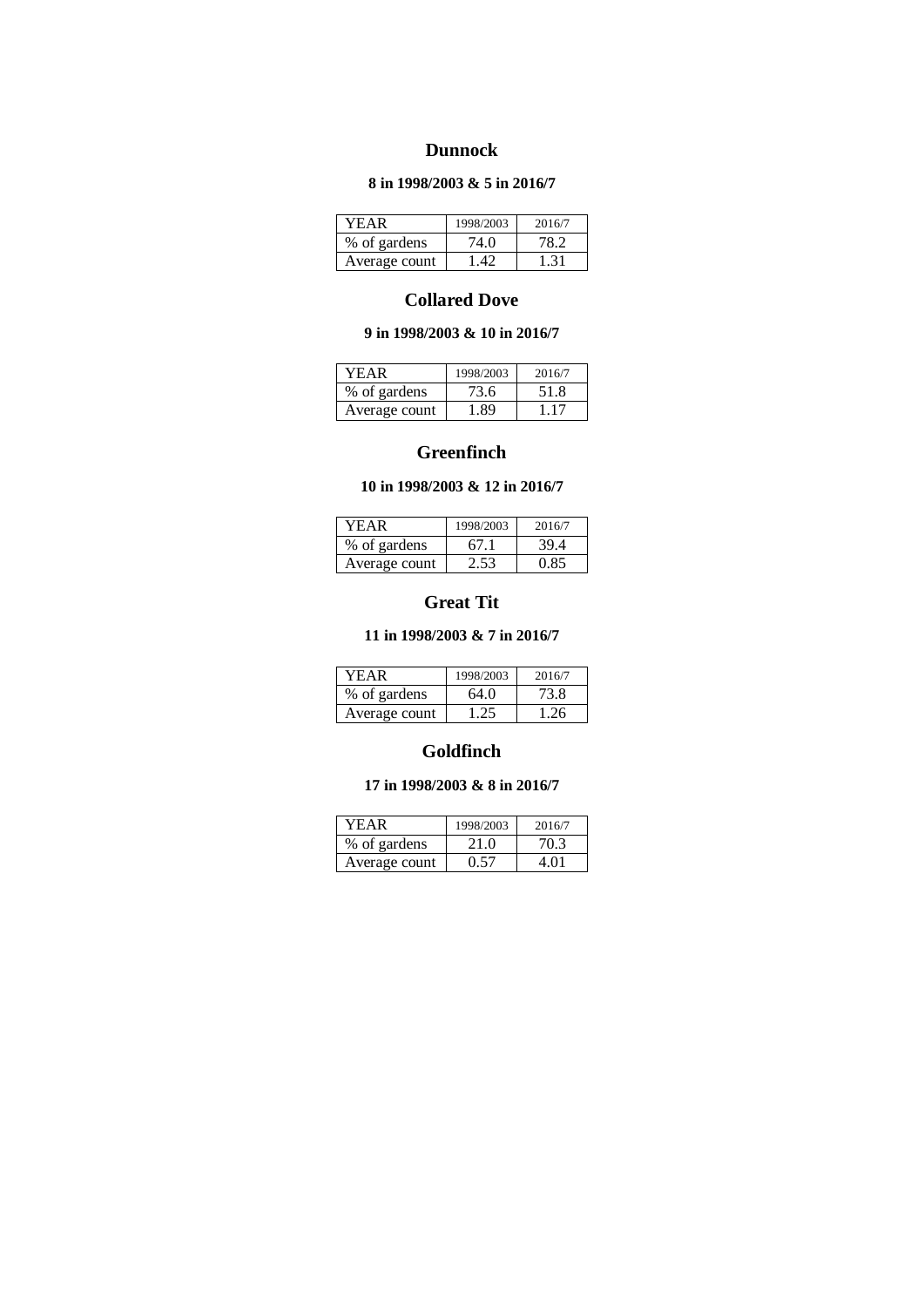## Dunnock

**8 in 1998/2003 & 5 in 2016/7**

| YEAR | 1998/2003 | 2016/7 |
|---|---|---|
| % of gardens | 74.0 | 78.2 |
| Average count | 1.42 | 1.31 |

## Collared Dove

**9 in 1998/2003 & 10 in 2016/7**

| YEAR | 1998/2003 | 2016/7 |
|---|---|---|
| % of gardens | 73.6 | 51.8 |
| Average count | 1.89 | 1.17 |

## Greenfinch

**10 in 1998/2003 & 12 in 2016/7**

| YEAR | 1998/2003 | 2016/7 |
|---|---|---|
| % of gardens | 67.1 | 39.4 |
| Average count | 2.53 | 0.85 |

## Great Tit

**11 in 1998/2003 & 7 in 2016/7**

| YEAR | 1998/2003 | 2016/7 |
|---|---|---|
| % of gardens | 64.0 | 73.8 |
| Average count | 1.25 | 1.26 |

## Goldfinch

**17 in 1998/2003 & 8 in 2016/7**

| YEAR | 1998/2003 | 2016/7 |
|---|---|---|
| % of gardens | 21.0 | 70.3 |
| Average count | 0.57 | 4.01 |